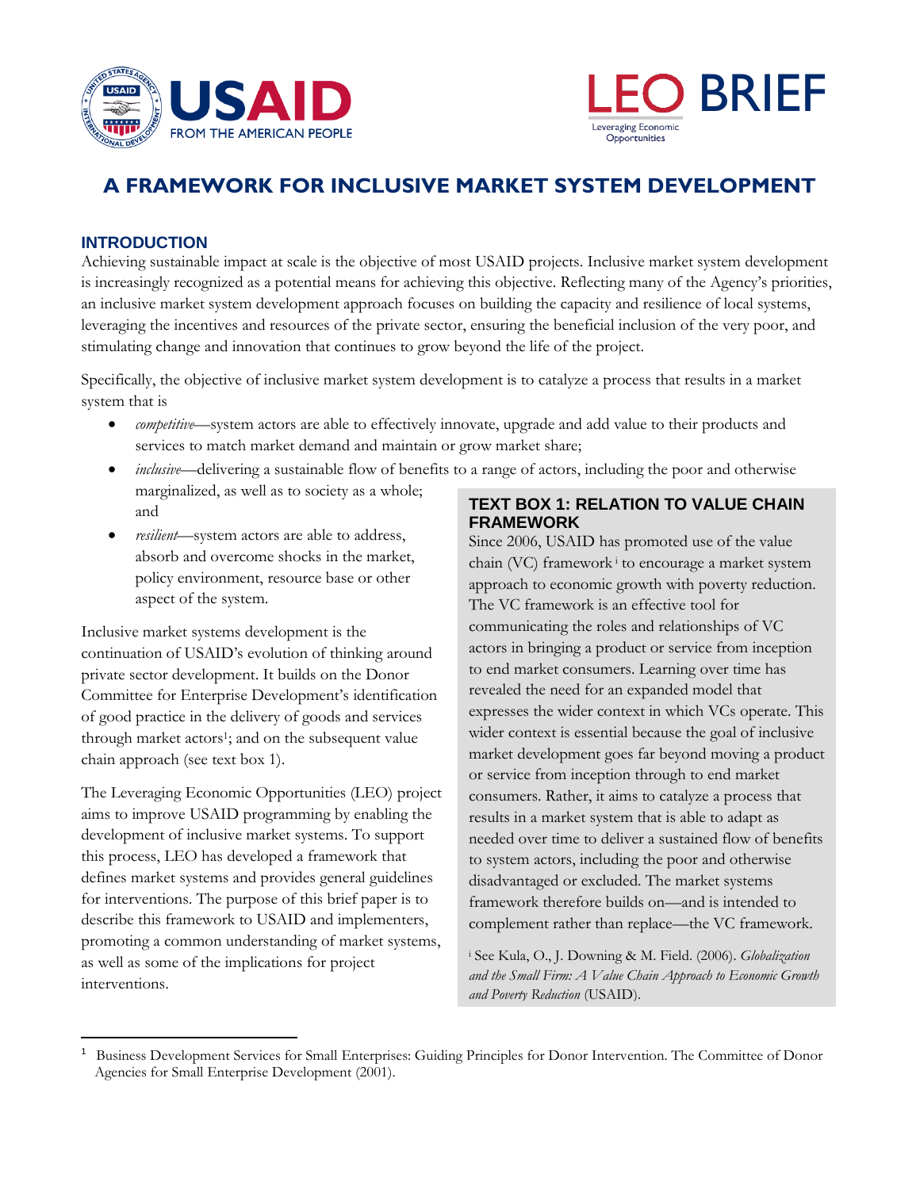# A FRAMEWORK FOR INCLUSIVE MARKET SYSTEM DEVELOPMENT

## INTRODUCTION

Achieving sustainable impact at scale is the objective of most USAID projects. Inclusive market system development is increasingly recognized as a potential means for achieving this objective. Reflecting many of the Agency's priorities, an inclusive market system development approach focuses on building the capacity and resilience of local systems, leveraging the incentives and resources of the private sector, ensuring the beneficial inclusion of the very poor, and stimulating change and innovation that continues to grow beyond the life of the project.

Specifically, the objective of inclusive market system development is to catalyze a process that results in a market system that is

- *competitive*—system actors are able to effectively innovate, upgrade and add value to their products and services to match market demand and maintain or grow market share;
- *inclusive*—delivering a sustainable flow of benefits to a range of actors, including the poor and otherwise marginalized, as well as to society as a whole; and
- *resilient*—system actors are able to address, absorb and overcome shocks in the market, policy environment, resource base or other aspect of the system.

Inclusive market systems development is the continuation of USAID's evolution of thinking around private sector development. It builds on the Donor Committee for Enterprise Development's identification of good practice in the delivery of goods and services through market actors[1]; and on the subsequent value chain approach (see text box 1).

The Leveraging Economic Opportunities (LEO) project aims to improve USAID programming by enabling the development of inclusive market systems. To support this process, LEO has developed a framework that defines market systems and provides general guidelines for interventions. The purpose of this brief paper is to describe this framework to USAID and implementers, promoting a common understanding of market systems, as well as some of the implications for project interventions.

### TEXT BOX 1: RELATION TO VALUE CHAIN FRAMEWORK

Since 2006, USAID has promoted use of the value chain (VC) framework[i] to encourage a market system approach to economic growth with poverty reduction. The VC framework is an effective tool for communicating the roles and relationships of VC actors in bringing a product or service from inception to end market consumers. Learning over time has revealed the need for an expanded model that expresses the wider context in which VCs operate. This wider context is essential because the goal of inclusive market development goes far beyond moving a product or service from inception through to end market consumers. Rather, it aims to catalyze a process that results in a market system that is able to adapt as needed over time to deliver a sustained flow of benefits to system actors, including the poor and otherwise disadvantaged or excluded. The market systems framework therefore builds on—and is intended to complement rather than replace—the VC framework.

[i] See Kula, O., J. Downing & M. Field. (2006). *Globalization and the Small Firm: A Value Chain Approach to Economic Growth and Poverty Reduction* (USAID).

---

[1] Business Development Services for Small Enterprises: Guiding Principles for Donor Intervention. The Committee of Donor Agencies for Small Enterprise Development (2001).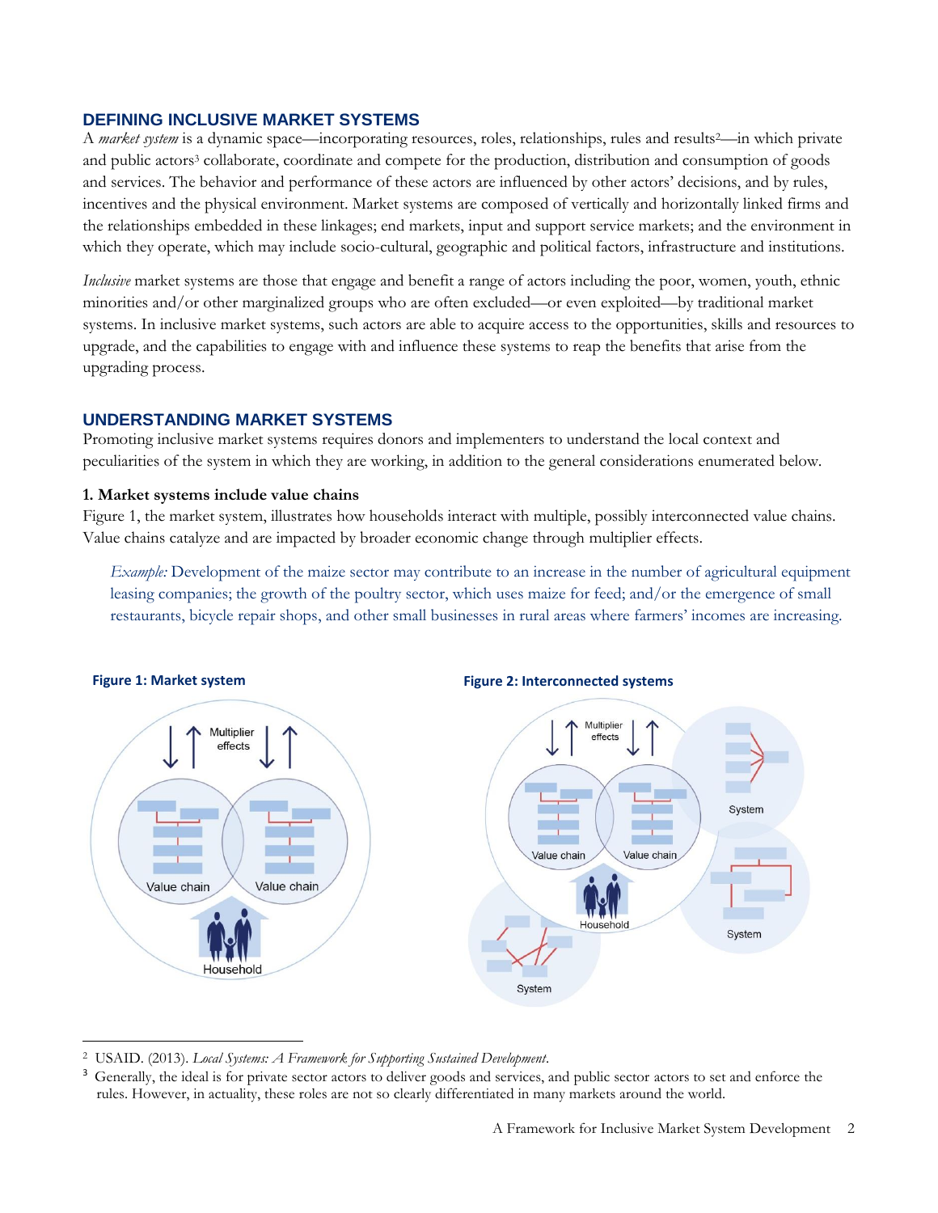## DEFINING INCLUSIVE MARKET SYSTEMS

A *market system* is a dynamic space—incorporating resources, roles, relationships, rules and results[2]—in which private and public actors[3] collaborate, coordinate and compete for the production, distribution and consumption of goods and services. The behavior and performance of these actors are influenced by other actors' decisions, and by rules, incentives and the physical environment. Market systems are composed of vertically and horizontally linked firms and the relationships embedded in these linkages; end markets, input and support service markets; and the environment in which they operate, which may include socio-cultural, geographic and political factors, infrastructure and institutions.

*Inclusive* market systems are those that engage and benefit a range of actors including the poor, women, youth, ethnic minorities and/or other marginalized groups who are often excluded—or even exploited—by traditional market systems. In inclusive market systems, such actors are able to acquire access to the opportunities, skills and resources to upgrade, and the capabilities to engage with and influence these systems to reap the benefits that arise from the upgrading process.

## UNDERSTANDING MARKET SYSTEMS

Promoting inclusive market systems requires donors and implementers to understand the local context and peculiarities of the system in which they are working, in addition to the general considerations enumerated below.

**1. Market systems include value chains**

Figure 1, the market system, illustrates how households interact with multiple, possibly interconnected value chains. Value chains catalyze and are impacted by broader economic change through multiplier effects.

> *Example:* Development of the maize sector may contribute to an increase in the number of agricultural equipment leasing companies; the growth of the poultry sector, which uses maize for feed; and/or the emergence of small restaurants, bicycle repair shops, and other small businesses in rural areas where farmers' incomes are increasing.

**Figure 1: Market system**

**Figure 2: Interconnected systems**

---

[2] USAID. (2013). *Local Systems: A Framework for Supporting Sustained Development*.

[3] Generally, the ideal is for private sector actors to deliver goods and services, and public sector actors to set and enforce the rules. However, in actuality, these roles are not so clearly differentiated in many markets around the world.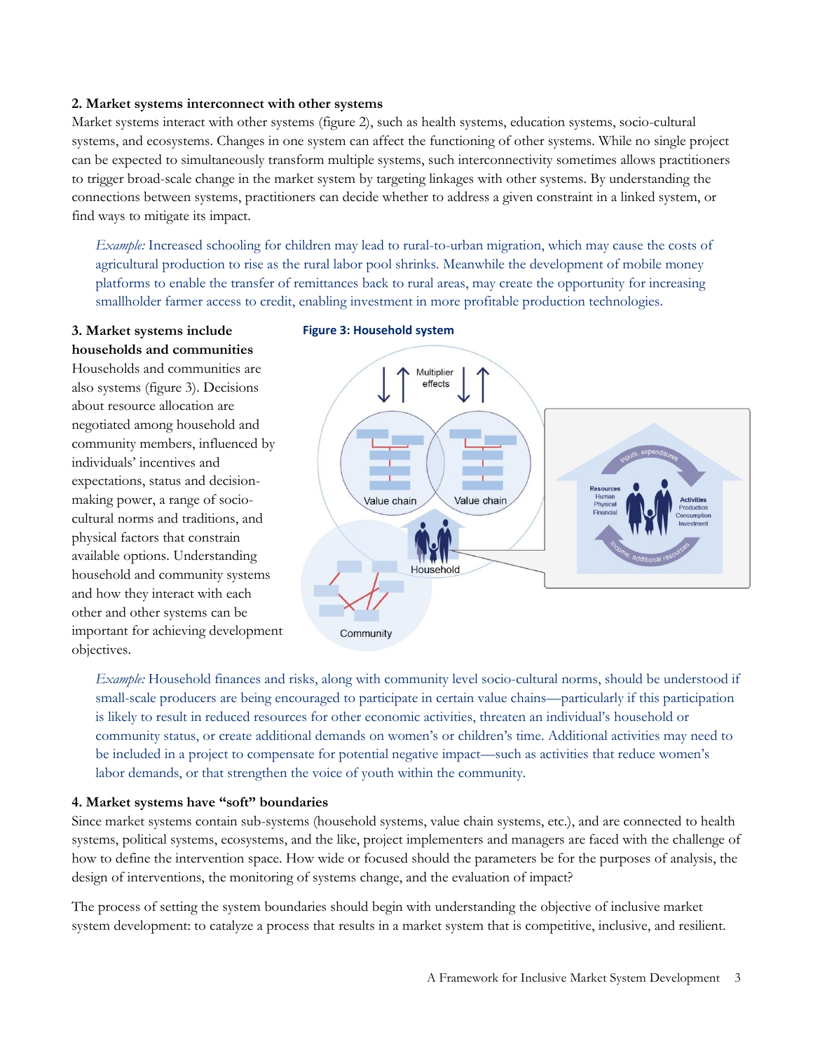**2. Market systems interconnect with other systems**

Market systems interact with other systems (figure 2), such as health systems, education systems, socio-cultural systems, and ecosystems. Changes in one system can affect the functioning of other systems. While no single project can be expected to simultaneously transform multiple systems, such interconnectivity sometimes allows practitioners to trigger broad-scale change in the market system by targeting linkages with other systems. By understanding the connections between systems, practitioners can decide whether to address a given constraint in a linked system, or find ways to mitigate its impact.

> *Example:* Increased schooling for children may lead to rural-to-urban migration, which may cause the costs of agricultural production to rise as the rural labor pool shrinks. Meanwhile the development of mobile money platforms to enable the transfer of remittances back to rural areas, may create the opportunity for increasing smallholder farmer access to credit, enabling investment in more profitable production technologies.

**3. Market systems include households and communities**

Households and communities are also systems (figure 3). Decisions about resource allocation are negotiated among household and community members, influenced by individuals' incentives and expectations, status and decision-making power, a range of socio-cultural norms and traditions, and physical factors that constrain available options. Understanding household and community systems and how they interact with each other and other systems can be important for achieving development objectives.

**Figure 3: Household system**

> *Example:* Household finances and risks, along with community level socio-cultural norms, should be understood if small-scale producers are being encouraged to participate in certain value chains—particularly if this participation is likely to result in reduced resources for other economic activities, threaten an individual's household or community status, or create additional demands on women's or children's time. Additional activities may need to be included in a project to compensate for potential negative impact—such as activities that reduce women's labor demands, or that strengthen the voice of youth within the community.

**4. Market systems have "soft" boundaries**

Since market systems contain sub-systems (household systems, value chain systems, etc.), and are connected to health systems, political systems, ecosystems, and the like, project implementers and managers are faced with the challenge of how to define the intervention space. How wide or focused should the parameters be for the purposes of analysis, the design of interventions, the monitoring of systems change, and the evaluation of impact?

The process of setting the system boundaries should begin with understanding the objective of inclusive market system development: to catalyze a process that results in a market system that is competitive, inclusive, and resilient.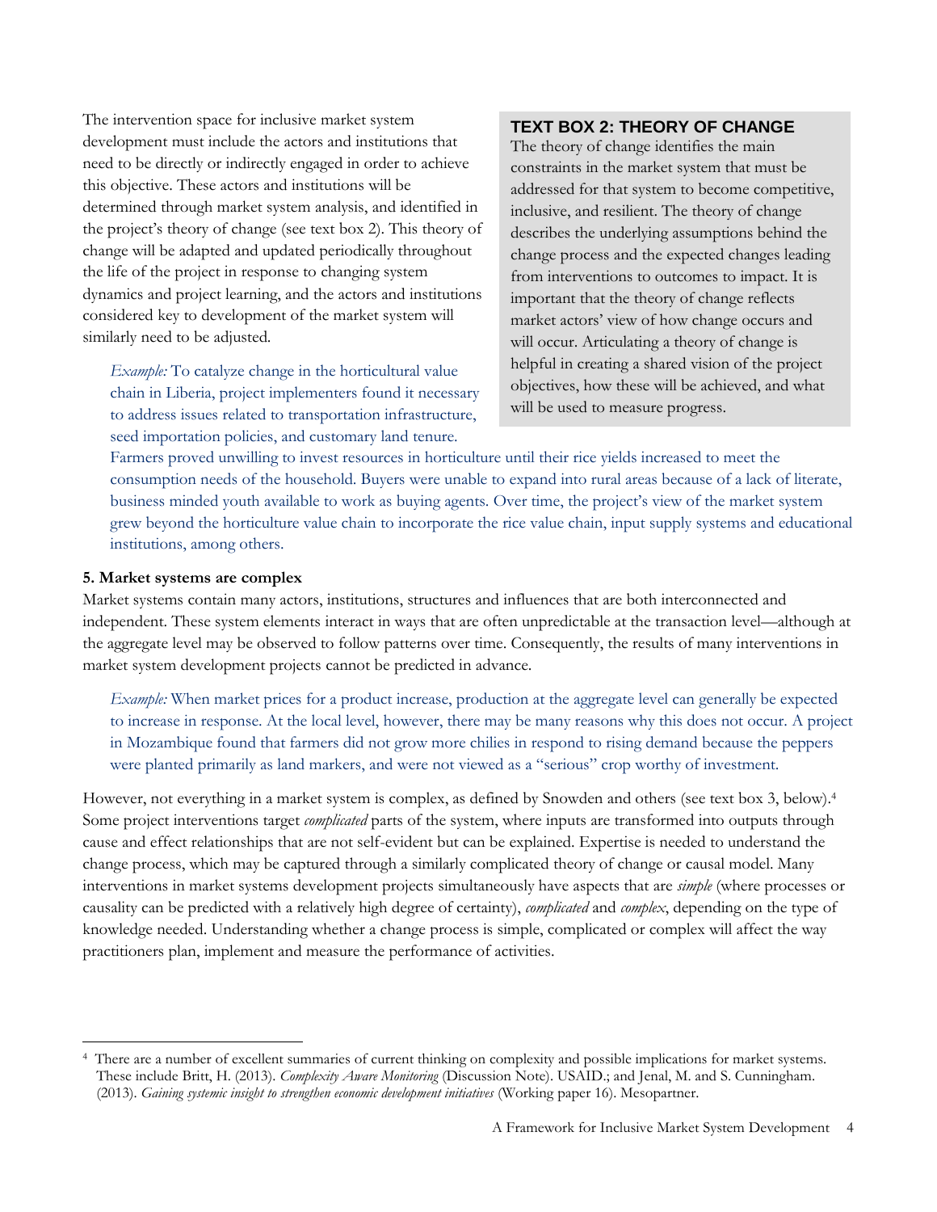The intervention space for inclusive market system development must include the actors and institutions that need to be directly or indirectly engaged in order to achieve this objective. These actors and institutions will be determined through market system analysis, and identified in the project's theory of change (see text box 2). This theory of change will be adapted and updated periodically throughout the life of the project in response to changing system dynamics and project learning, and the actors and institutions considered key to development of the market system will similarly need to be adjusted.

> *Example:* To catalyze change in the horticultural value chain in Liberia, project implementers found it necessary to address issues related to transportation infrastructure, seed importation policies, and customary land tenure. Farmers proved unwilling to invest resources in horticulture until their rice yields increased to meet the consumption needs of the household. Buyers were unable to expand into rural areas because of a lack of literate, business minded youth available to work as buying agents. Over time, the project's view of the market system grew beyond the horticulture value chain to incorporate the rice value chain, input supply systems and educational institutions, among others.

> **TEXT BOX 2: THEORY OF CHANGE**
>
> The theory of change identifies the main constraints in the market system that must be addressed for that system to become competitive, inclusive, and resilient. The theory of change describes the underlying assumptions behind the change process and the expected changes leading from interventions to outcomes to impact. It is important that the theory of change reflects market actors' view of how change occurs and will occur. Articulating a theory of change is helpful in creating a shared vision of the project objectives, how these will be achieved, and what will be used to measure progress.

**5. Market systems are complex**

Market systems contain many actors, institutions, structures and influences that are both interconnected and independent. These system elements interact in ways that are often unpredictable at the transaction level—although at the aggregate level may be observed to follow patterns over time. Consequently, the results of many interventions in market system development projects cannot be predicted in advance.

> *Example:* When market prices for a product increase, production at the aggregate level can generally be expected to increase in response. At the local level, however, there may be many reasons why this does not occur. A project in Mozambique found that farmers did not grow more chilies in respond to rising demand because the peppers were planted primarily as land markers, and were not viewed as a "serious" crop worthy of investment.

However, not everything in a market system is complex, as defined by Snowden and others (see text box 3, below).[4] Some project interventions target *complicated* parts of the system, where inputs are transformed into outputs through cause and effect relationships that are not self-evident but can be explained. Expertise is needed to understand the change process, which may be captured through a similarly complicated theory of change or causal model. Many interventions in market systems development projects simultaneously have aspects that are *simple* (where processes or causality can be predicted with a relatively high degree of certainty), *complicated* and *complex*, depending on the type of knowledge needed. Understanding whether a change process is simple, complicated or complex will affect the way practitioners plan, implement and measure the performance of activities.

---

[4] There are a number of excellent summaries of current thinking on complexity and possible implications for market systems. These include Britt, H. (2013). *Complexity Aware Monitoring* (Discussion Note). USAID.; and Jenal, M. and S. Cunningham. (2013). *Gaining systemic insight to strengthen economic development initiatives* (Working paper 16). Mesopartner.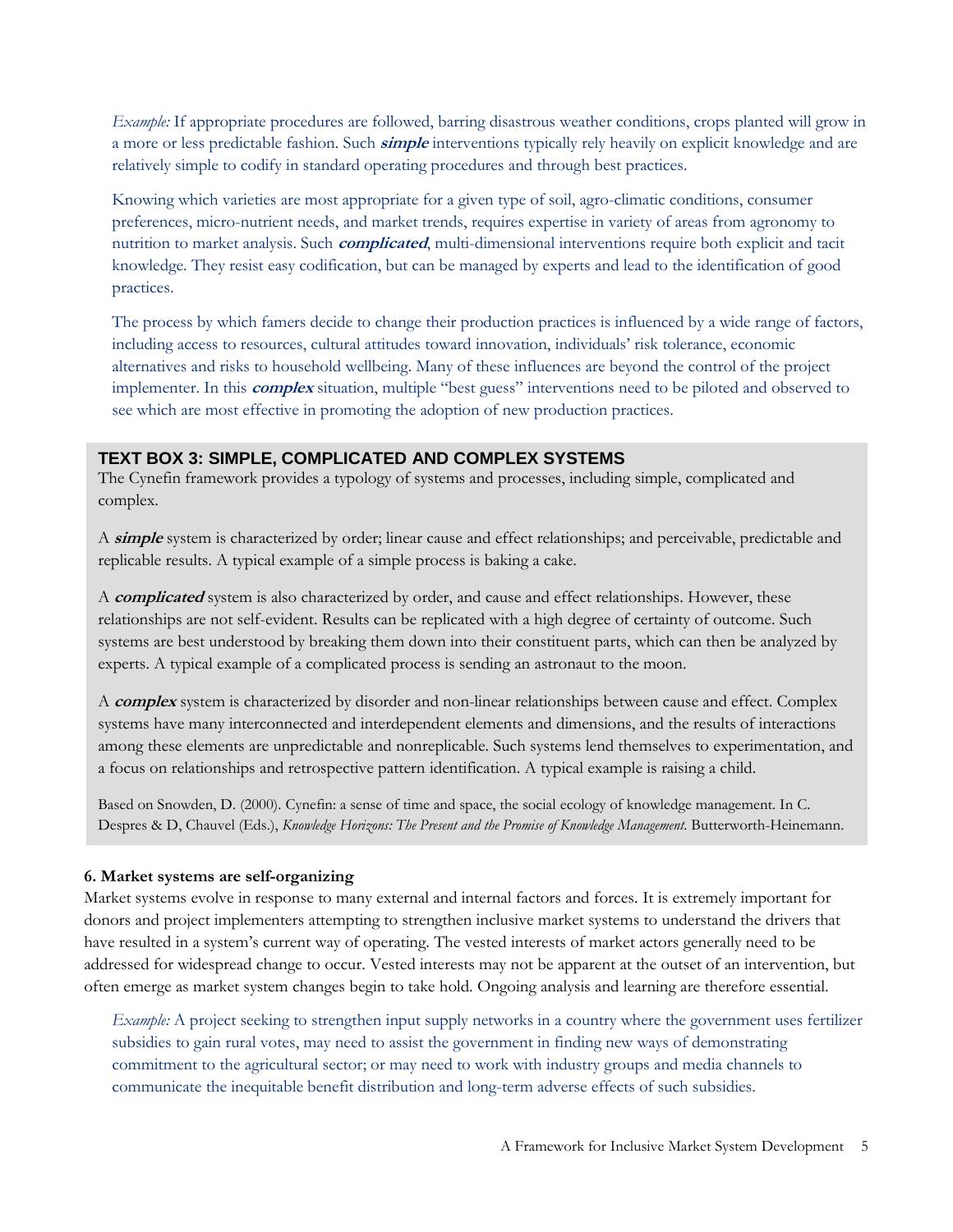*Example:* If appropriate procedures are followed, barring disastrous weather conditions, crops planted will grow in a more or less predictable fashion. Such ***simple*** interventions typically rely heavily on explicit knowledge and are relatively simple to codify in standard operating procedures and through best practices.

Knowing which varieties are most appropriate for a given type of soil, agro-climatic conditions, consumer preferences, micro-nutrient needs, and market trends, requires expertise in variety of areas from agronomy to nutrition to market analysis. Such ***complicated***, multi-dimensional interventions require both explicit and tacit knowledge. They resist easy codification, but can be managed by experts and lead to the identification of good practices.

The process by which famers decide to change their production practices is influenced by a wide range of factors, including access to resources, cultural attitudes toward innovation, individuals' risk tolerance, economic alternatives and risks to household wellbeing. Many of these influences are beyond the control of the project implementer. In this ***complex*** situation, multiple "best guess" interventions need to be piloted and observed to see which are most effective in promoting the adoption of new production practices.

**TEXT BOX 3: SIMPLE, COMPLICATED AND COMPLEX SYSTEMS**

The Cynefin framework provides a typology of systems and processes, including simple, complicated and complex.

A ***simple*** system is characterized by order; linear cause and effect relationships; and perceivable, predictable and replicable results. A typical example of a simple process is baking a cake.

A ***complicated*** system is also characterized by order, and cause and effect relationships. However, these relationships are not self-evident. Results can be replicated with a high degree of certainty of outcome. Such systems are best understood by breaking them down into their constituent parts, which can then be analyzed by experts. A typical example of a complicated process is sending an astronaut to the moon.

A ***complex*** system is characterized by disorder and non-linear relationships between cause and effect. Complex systems have many interconnected and interdependent elements and dimensions, and the results of interactions among these elements are unpredictable and nonreplicable. Such systems lend themselves to experimentation, and a focus on relationships and retrospective pattern identification. A typical example is raising a child.

Based on Snowden, D. (2000). Cynefin: a sense of time and space, the social ecology of knowledge management. In C. Despres & D, Chauvel (Eds.), *Knowledge Horizons: The Present and the Promise of Knowledge Management*. Butterworth-Heinemann.

**6. Market systems are self-organizing**

Market systems evolve in response to many external and internal factors and forces. It is extremely important for donors and project implementers attempting to strengthen inclusive market systems to understand the drivers that have resulted in a system's current way of operating. The vested interests of market actors generally need to be addressed for widespread change to occur. Vested interests may not be apparent at the outset of an intervention, but often emerge as market system changes begin to take hold. Ongoing analysis and learning are therefore essential.

*Example:* A project seeking to strengthen input supply networks in a country where the government uses fertilizer subsidies to gain rural votes, may need to assist the government in finding new ways of demonstrating commitment to the agricultural sector; or may need to work with industry groups and media channels to communicate the inequitable benefit distribution and long-term adverse effects of such subsidies.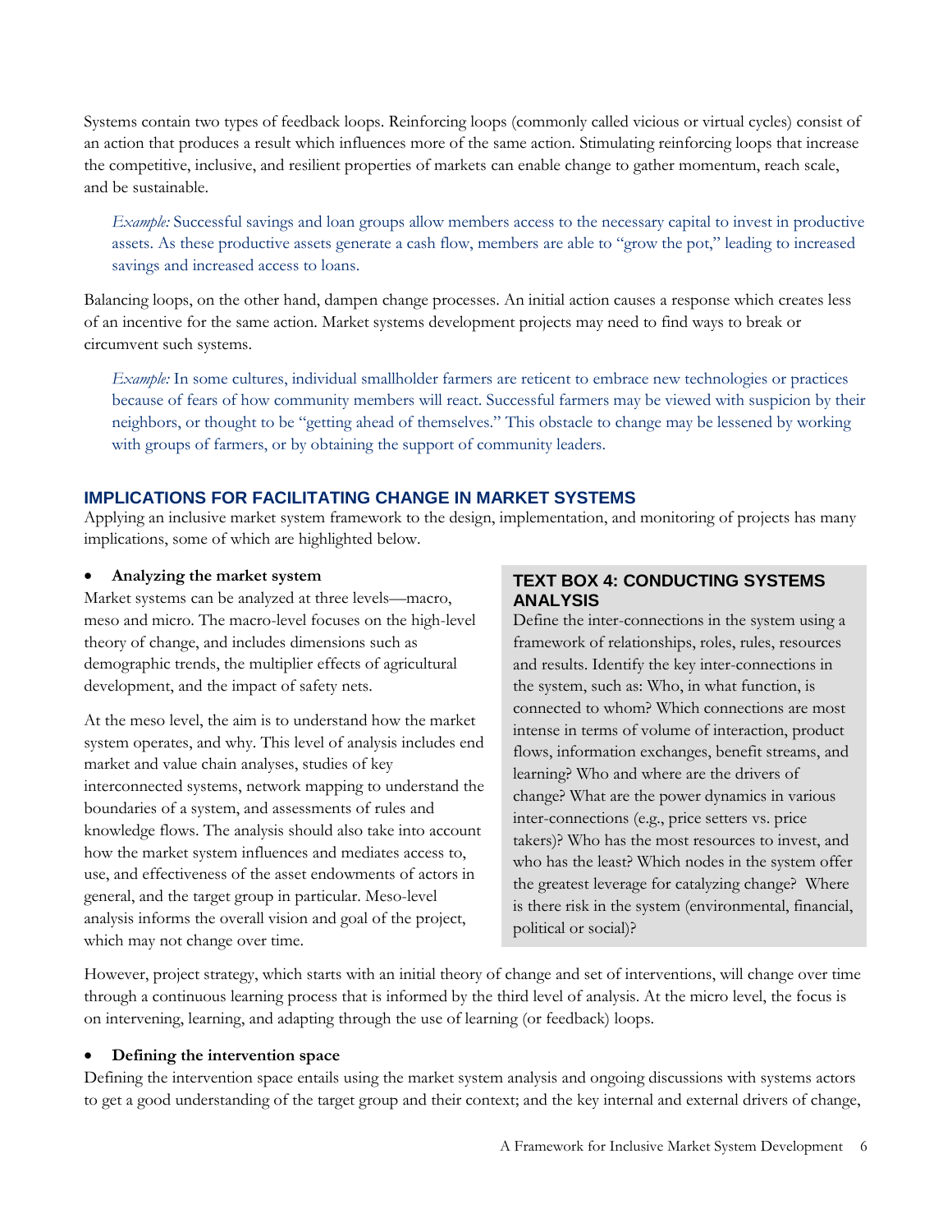Systems contain two types of feedback loops. Reinforcing loops (commonly called vicious or virtual cycles) consist of an action that produces a result which influences more of the same action. Stimulating reinforcing loops that increase the competitive, inclusive, and resilient properties of markets can enable change to gather momentum, reach scale, and be sustainable.

> *Example:* Successful savings and loan groups allow members access to the necessary capital to invest in productive assets. As these productive assets generate a cash flow, members are able to "grow the pot," leading to increased savings and increased access to loans.

Balancing loops, on the other hand, dampen change processes. An initial action causes a response which creates less of an incentive for the same action. Market systems development projects may need to find ways to break or circumvent such systems.

> *Example:* In some cultures, individual smallholder farmers are reticent to embrace new technologies or practices because of fears of how community members will react. Successful farmers may be viewed with suspicion by their neighbors, or thought to be "getting ahead of themselves." This obstacle to change may be lessened by working with groups of farmers, or by obtaining the support of community leaders.

## IMPLICATIONS FOR FACILITATING CHANGE IN MARKET SYSTEMS

Applying an inclusive market system framework to the design, implementation, and monitoring of projects has many implications, some of which are highlighted below.

- **Analyzing the market system**

Market systems can be analyzed at three levels—macro, meso and micro. The macro-level focuses on the high-level theory of change, and includes dimensions such as demographic trends, the multiplier effects of agricultural development, and the impact of safety nets.

At the meso level, the aim is to understand how the market system operates, and why. This level of analysis includes end market and value chain analyses, studies of key interconnected systems, network mapping to understand the boundaries of a system, and assessments of rules and knowledge flows. The analysis should also take into account how the market system influences and mediates access to, use, and effectiveness of the asset endowments of actors in general, and the target group in particular. Meso-level analysis informs the overall vision and goal of the project, which may not change over time.

### TEXT BOX 4: CONDUCTING SYSTEMS ANALYSIS

Define the inter-connections in the system using a framework of relationships, roles, rules, resources and results. Identify the key inter-connections in the system, such as: Who, in what function, is connected to whom? Which connections are most intense in terms of volume of interaction, product flows, information exchanges, benefit streams, and learning? Who and where are the drivers of change? What are the power dynamics in various inter-connections (e.g., price setters vs. price takers)? Who has the most resources to invest, and who has the least? Which nodes in the system offer the greatest leverage for catalyzing change? Where is there risk in the system (environmental, financial, political or social)?

However, project strategy, which starts with an initial theory of change and set of interventions, will change over time through a continuous learning process that is informed by the third level of analysis. At the micro level, the focus is on intervening, learning, and adapting through the use of learning (or feedback) loops.

- **Defining the intervention space**

Defining the intervention space entails using the market system analysis and ongoing discussions with systems actors to get a good understanding of the target group and their context; and the key internal and external drivers of change,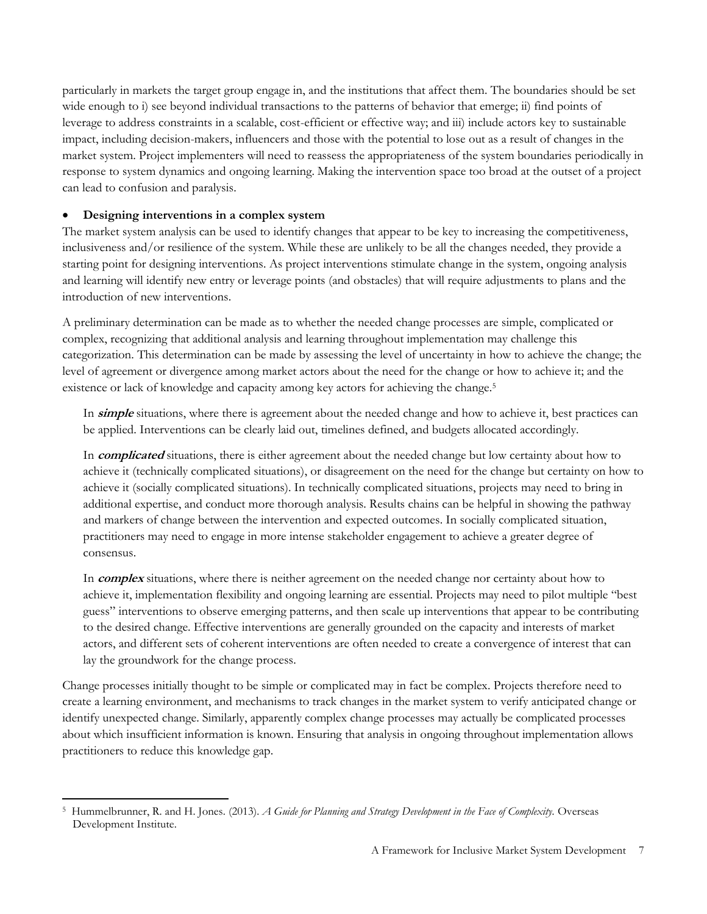particularly in markets the target group engage in, and the institutions that affect them. The boundaries should be set wide enough to i) see beyond individual transactions to the patterns of behavior that emerge; ii) find points of leverage to address constraints in a scalable, cost-efficient or effective way; and iii) include actors key to sustainable impact, including decision-makers, influencers and those with the potential to lose out as a result of changes in the market system. Project implementers will need to reassess the appropriateness of the system boundaries periodically in response to system dynamics and ongoing learning. Making the intervention space too broad at the outset of a project can lead to confusion and paralysis.

- **Designing interventions in a complex system**

The market system analysis can be used to identify changes that appear to be key to increasing the competitiveness, inclusiveness and/or resilience of the system. While these are unlikely to be all the changes needed, they provide a starting point for designing interventions. As project interventions stimulate change in the system, ongoing analysis and learning will identify new entry or leverage points (and obstacles) that will require adjustments to plans and the introduction of new interventions.

A preliminary determination can be made as to whether the needed change processes are simple, complicated or complex, recognizing that additional analysis and learning throughout implementation may challenge this categorization. This determination can be made by assessing the level of uncertainty in how to achieve the change; the level of agreement or divergence among market actors about the need for the change or how to achieve it; and the existence or lack of knowledge and capacity among key actors for achieving the change.[5]

> In ***simple*** situations, where there is agreement about the needed change and how to achieve it, best practices can be applied. Interventions can be clearly laid out, timelines defined, and budgets allocated accordingly.
>
> In ***complicated*** situations, there is either agreement about the needed change but low certainty about how to achieve it (technically complicated situations), or disagreement on the need for the change but certainty on how to achieve it (socially complicated situations). In technically complicated situations, projects may need to bring in additional expertise, and conduct more thorough analysis. Results chains can be helpful in showing the pathway and markers of change between the intervention and expected outcomes. In socially complicated situation, practitioners may need to engage in more intense stakeholder engagement to achieve a greater degree of consensus.
>
> In ***complex*** situations, where there is neither agreement on the needed change nor certainty about how to achieve it, implementation flexibility and ongoing learning are essential. Projects may need to pilot multiple "best guess" interventions to observe emerging patterns, and then scale up interventions that appear to be contributing to the desired change. Effective interventions are generally grounded on the capacity and interests of market actors, and different sets of coherent interventions are often needed to create a convergence of interest that can lay the groundwork for the change process.

Change processes initially thought to be simple or complicated may in fact be complex. Projects therefore need to create a learning environment, and mechanisms to track changes in the market system to verify anticipated change or identify unexpected change. Similarly, apparently complex change processes may actually be complicated processes about which insufficient information is known. Ensuring that analysis in ongoing throughout implementation allows practitioners to reduce this knowledge gap.

---

[5] Hummelbrunner, R. and H. Jones. (2013). *A Guide for Planning and Strategy Development in the Face of Complexity.* Overseas Development Institute.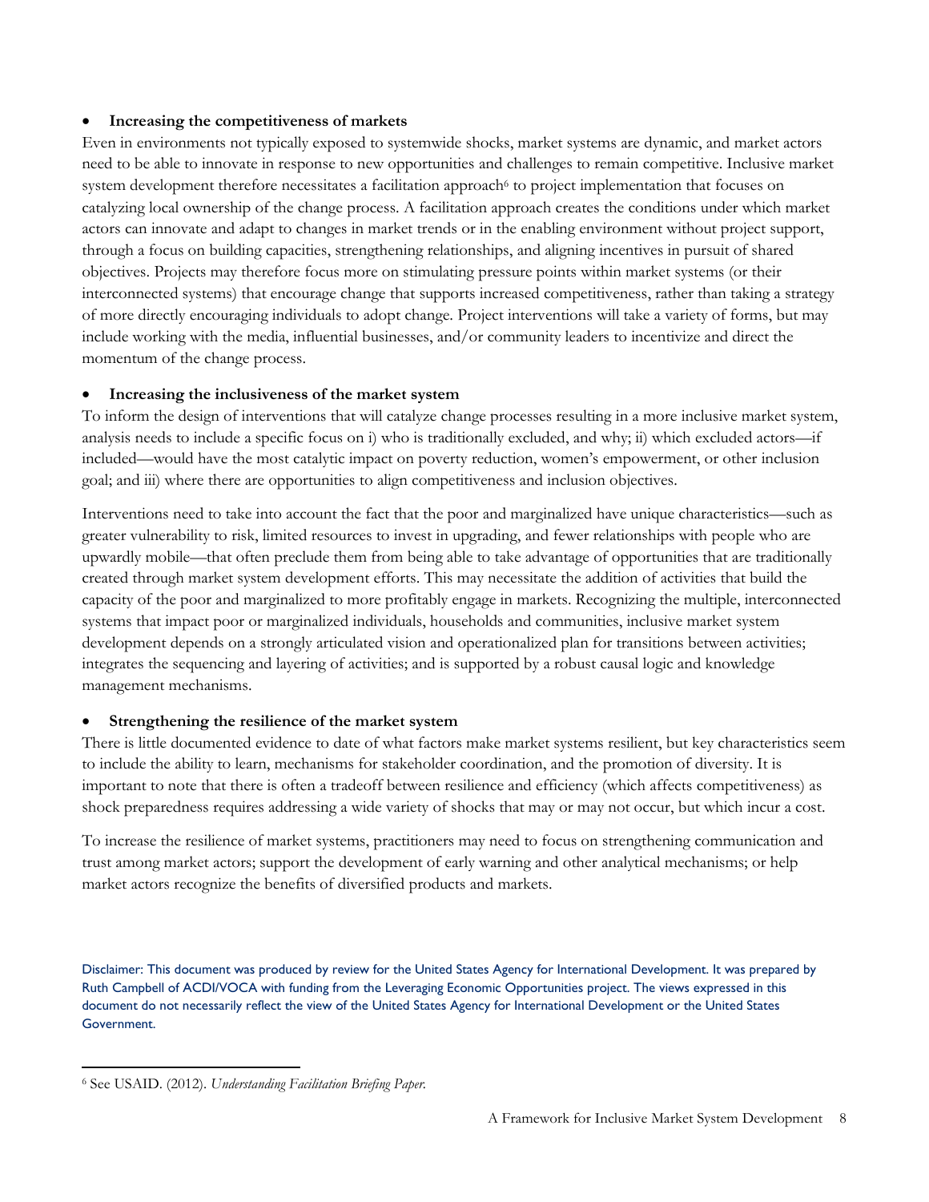- **Increasing the competitiveness of markets**

Even in environments not typically exposed to systemwide shocks, market systems are dynamic, and market actors need to be able to innovate in response to new opportunities and challenges to remain competitive. Inclusive market system development therefore necessitates a facilitation approach[6] to project implementation that focuses on catalyzing local ownership of the change process. A facilitation approach creates the conditions under which market actors can innovate and adapt to changes in market trends or in the enabling environment without project support, through a focus on building capacities, strengthening relationships, and aligning incentives in pursuit of shared objectives. Projects may therefore focus more on stimulating pressure points within market systems (or their interconnected systems) that encourage change that supports increased competitiveness, rather than taking a strategy of more directly encouraging individuals to adopt change. Project interventions will take a variety of forms, but may include working with the media, influential businesses, and/or community leaders to incentivize and direct the momentum of the change process.

- **Increasing the inclusiveness of the market system**

To inform the design of interventions that will catalyze change processes resulting in a more inclusive market system, analysis needs to include a specific focus on i) who is traditionally excluded, and why; ii) which excluded actors—if included—would have the most catalytic impact on poverty reduction, women's empowerment, or other inclusion goal; and iii) where there are opportunities to align competitiveness and inclusion objectives.

Interventions need to take into account the fact that the poor and marginalized have unique characteristics—such as greater vulnerability to risk, limited resources to invest in upgrading, and fewer relationships with people who are upwardly mobile—that often preclude them from being able to take advantage of opportunities that are traditionally created through market system development efforts. This may necessitate the addition of activities that build the capacity of the poor and marginalized to more profitably engage in markets. Recognizing the multiple, interconnected systems that impact poor or marginalized individuals, households and communities, inclusive market system development depends on a strongly articulated vision and operationalized plan for transitions between activities; integrates the sequencing and layering of activities; and is supported by a robust causal logic and knowledge management mechanisms.

- **Strengthening the resilience of the market system**

There is little documented evidence to date of what factors make market systems resilient, but key characteristics seem to include the ability to learn, mechanisms for stakeholder coordination, and the promotion of diversity. It is important to note that there is often a tradeoff between resilience and efficiency (which affects competitiveness) as shock preparedness requires addressing a wide variety of shocks that may or may not occur, but which incur a cost.

To increase the resilience of market systems, practitioners may need to focus on strengthening communication and trust among market actors; support the development of early warning and other analytical mechanisms; or help market actors recognize the benefits of diversified products and markets.

Disclaimer: This document was produced by review for the United States Agency for International Development. It was prepared by Ruth Campbell of ACDI/VOCA with funding from the Leveraging Economic Opportunities project. The views expressed in this document do not necessarily reflect the view of the United States Agency for International Development or the United States Government.

[6] See USAID. (2012). *Understanding Facilitation Briefing Paper.*